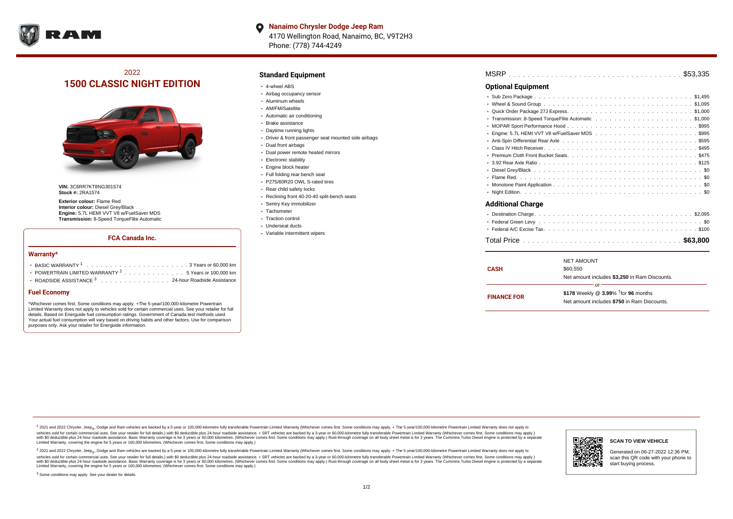**Nanaimo Chrysler Dodge Jeep Ram**
4170 Wellington Road, Nanaimo, BC, V9T2H3
Phone: (778) 744-4249

2022
# 1500 CLASSIC NIGHT EDITION

**VIN:** 3C6RR7KT8NG301574
**Stock #:** 2RA1574

**Exterior colour:** Flame Red
**Interior colour:** Diesel Grey/Black
**Engine:** 5.7L HEMI VVT V8 w/FuelSaver MDS
**Transmission:** 8-Speed TorqueFlite Automatic

### FCA Canada Inc.

#### Warranty*

- BASIC WARRANTY [1] . . . . . 3 Years or 60,000 km
- POWERTRAIN LIMITED WARRANTY [2] . . . . . 5 Years or 100,000 km
- ROADSIDE ASSISTANCE [3] . . . . . 24-hour Roadside Assistance

#### Fuel Economy

*Whichever comes first. Some conditions may apply. +The 5-year/100,000-kilometre Powertrain Limited Warranty does not apply to vehicles sold for certain commercial uses. See your retailer for full details. Based on Energuide fuel consumption ratings. Government of Canada test methods used. Your actual fuel consumption will vary based on driving habits and other factors. Use for comparison purposes only. Ask your retailer for Energuide information.

## Standard Equipment

- 4-wheel ABS
- Airbag occupancy sensor
- Aluminum wheels
- AM/FM/Satellite
- Automatic air conditioning
- Brake assistance
- Daytime running lights
- Driver & front passenger seat mounted side airbags
- Dual front airbags
- Dual power remote heated mirrors
- Electronic stability
- Engine block heater
- Full folding rear bench seat
- P275/60R20 OWL S-rated tires
- Rear child safety locks
- Reclining front 40-20-40 split-bench seats
- Sentry Key immobilizer
- Tachometer
- Traction control
- Underseat ducts
- Variable intermittent wipers

MSRP . . . . . $53,335

## Optional Equipment

- Sub Zero Package . . . . . $1,495
- Wheel & Sound Group . . . . . $1,095
- Quick Order Package 27J Express. . . . . $1,000
- Transmission: 8-Speed TorqueFlite Automatic . . . . . $1,000
- MOPAR Sport Performance Hood . . . . . $995
- Engine: 5.7L HEMI VVT V8 w/FuelSaver MDS . . . . . $995
- Anti-Spin Differential Rear Axle . . . . . $595
- Class IV Hitch Receiver. . . . . $495
- Premium Cloth Front Bucket Seats. . . . . $475
- 3.92 Rear Axle Ratio . . . . . $125
- Diesel Grey/Black . . . . . $0
- Flame Red. . . . . $0
- Monotone Paint Application . . . . . $0
- Night Edition. . . . . $0

## Additional Charge

- Destination Charge. . . . . $2,095
- Federal Green Levy . . . . . $0
- Federal A/C Excise Tax. . . . . $100

Total Price . . . . . **$63,800**

| | |
|---|---|
| **CASH** | NET AMOUNT<br>$60,550<br>Net amount includes **$3,250** in Ram Discounts. |
| | or |
| **FINANCE FOR** | **$178** Weekly @ **3.99**% †for **96** months<br>Net amount includes **$750** in Ram Discounts. |

[1] 2021 and 2022 Chrysler, Jeep®, Dodge and Ram vehicles are backed by a 5-year or 100,000-kilometre fully transferable Powertrain Limited Warranty (Whichever comes first. Some conditions may apply. + The 5-year/100,000-kilometre Powertrain Limited Warranty does not apply to vehicles sold for certain commercial uses. See your retailer for full details.) with $0 deductible plus 24-hour roadside assistance. + SRT vehicles are backed by a 3-year or 60,000-kilometre fully transferable Powertrain Limited Warranty (Whichever comes first. Some conditions may apply.) with $0 deductible plus 24-hour roadside assistance. Basic Warranty coverage is for 3 years or 60,000 kilometres. (Whichever comes first. Some conditions may apply.) Rust-through coverage on all body sheet metal is for 3 years. The Cummins Turbo Diesel engine is protected by a separate Limited Warranty, covering the engine for 5 years or 160,000 kilometres. (Whichever comes first. Some conditions may apply.)

[2] 2021 and 2022 Chrysler, Jeep®, Dodge and Ram vehicles are backed by a 5-year or 100,000-kilometre fully transferable Powertrain Limited Warranty (Whichever comes first. Some conditions may apply. + The 5-year/100,000-kilometre Powertrain Limited Warranty does not apply to vehicles sold for certain commercial uses. See your retailer for full details.) with $0 deductible plus 24-hour roadside assistance. + SRT vehicles are backed by a 3-year or 60,000-kilometre fully transferable Powertrain Limited Warranty (Whichever comes first. Some conditions may apply.) with $0 deductible plus 24-hour roadside assistance. Basic Warranty coverage is for 3 years or 60,000 kilometres. (Whichever comes first. Some conditions may apply.) Rust-through coverage on all body sheet metal is for 3 years. The Cummins Turbo Diesel engine is protected by a separate Limited Warranty, covering the engine for 5 years or 160,000 kilometres. (Whichever comes first. Some conditions may apply.)

[3] Some conditions may apply. See your dealer for details.

**SCAN TO VIEW VEHICLE**

Generated on 06-27-2022 12:36 PM, scan this QR code with your phone to start buying process.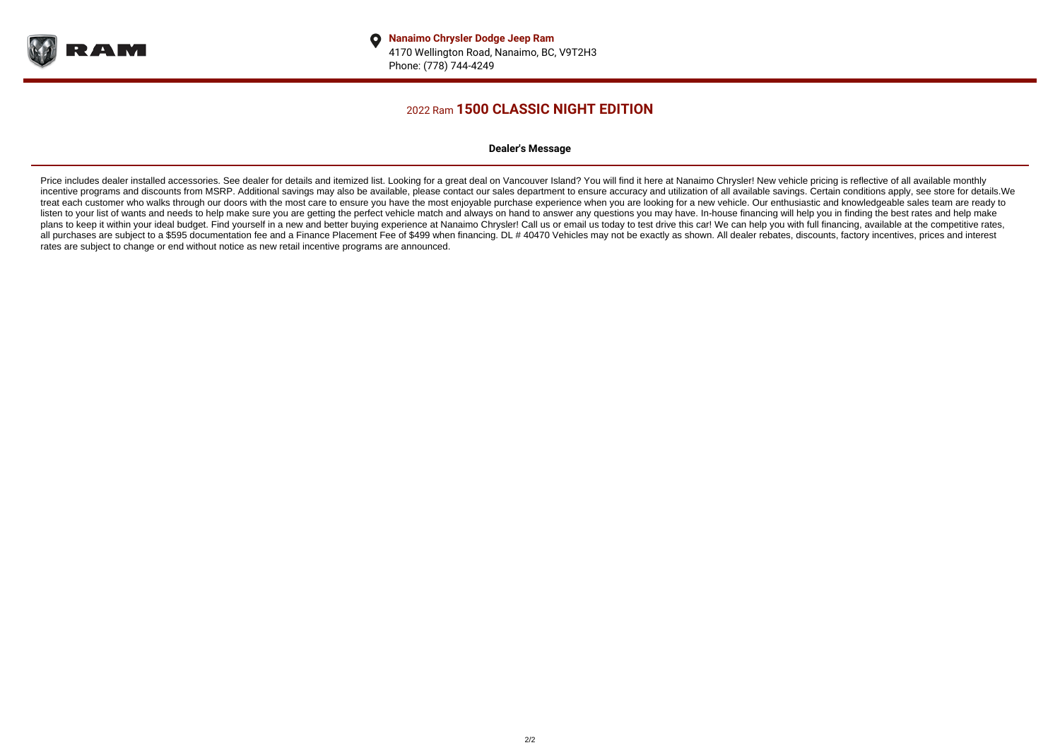**Nanaimo Chrysler Dodge Jeep Ram**
4170 Wellington Road, Nanaimo, BC, V9T2H3
Phone: (778) 744-4249

# 2022 Ram **1500 CLASSIC NIGHT EDITION**

### Dealer's Message

Price includes dealer installed accessories. See dealer for details and itemized list. Looking for a great deal on Vancouver Island? You will find it here at Nanaimo Chrysler! New vehicle pricing is reflective of all available monthly incentive programs and discounts from MSRP. Additional savings may also be available, please contact our sales department to ensure accuracy and utilization of all available savings. Certain conditions apply, see store for details.We treat each customer who walks through our doors with the most care to ensure you have the most enjoyable purchase experience when you are looking for a new vehicle. Our enthusiastic and knowledgeable sales team are ready to listen to your list of wants and needs to help make sure you are getting the perfect vehicle match and always on hand to answer any questions you may have. In-house financing will help you in finding the best rates and help make plans to keep it within your ideal budget. Find yourself in a new and better buying experience at Nanaimo Chrysler! Call us or email us today to test drive this car! We can help you with full financing, available at the competitive rates, all purchases are subject to a $595 documentation fee and a Finance Placement Fee of $499 when financing. DL # 40470 Vehicles may not be exactly as shown. All dealer rebates, discounts, factory incentives, prices and interest rates are subject to change or end without notice as new retail incentive programs are announced.